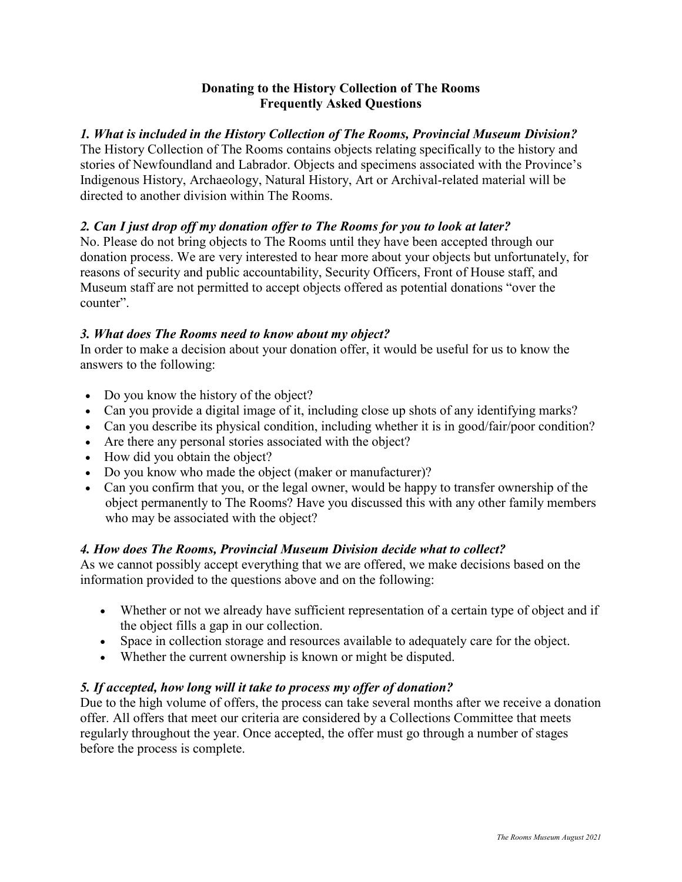# Donating to the History Collection of The Rooms
## Frequently Asked Questions

### *1. What is included in the History Collection of The Rooms, Provincial Museum Division?*

The History Collection of The Rooms contains objects relating specifically to the history and stories of Newfoundland and Labrador. Objects and specimens associated with the Province's Indigenous History, Archaeology, Natural History, Art or Archival-related material will be directed to another division within The Rooms.

### *2. Can I just drop off my donation offer to The Rooms for you to look at later?*

No. Please do not bring objects to The Rooms until they have been accepted through our donation process. We are very interested to hear more about your objects but unfortunately, for reasons of security and public accountability, Security Officers, Front of House staff, and Museum staff are not permitted to accept objects offered as potential donations "over the counter".

### *3. What does The Rooms need to know about my object?*

In order to make a decision about your donation offer, it would be useful for us to know the answers to the following:

- Do you know the history of the object?
- Can you provide a digital image of it, including close up shots of any identifying marks?
- Can you describe its physical condition, including whether it is in good/fair/poor condition?
- Are there any personal stories associated with the object?
- How did you obtain the object?
- Do you know who made the object (maker or manufacturer)?
- Can you confirm that you, or the legal owner, would be happy to transfer ownership of the object permanently to The Rooms? Have you discussed this with any other family members who may be associated with the object?

### *4. How does The Rooms, Provincial Museum Division decide what to collect?*

As we cannot possibly accept everything that we are offered, we make decisions based on the information provided to the questions above and on the following:

- Whether or not we already have sufficient representation of a certain type of object and if the object fills a gap in our collection.
- Space in collection storage and resources available to adequately care for the object.
- Whether the current ownership is known or might be disputed.

### *5. If accepted, how long will it take to process my offer of donation?*

Due to the high volume of offers, the process can take several months after we receive a donation offer. All offers that meet our criteria are considered by a Collections Committee that meets regularly throughout the year. Once accepted, the offer must go through a number of stages before the process is complete.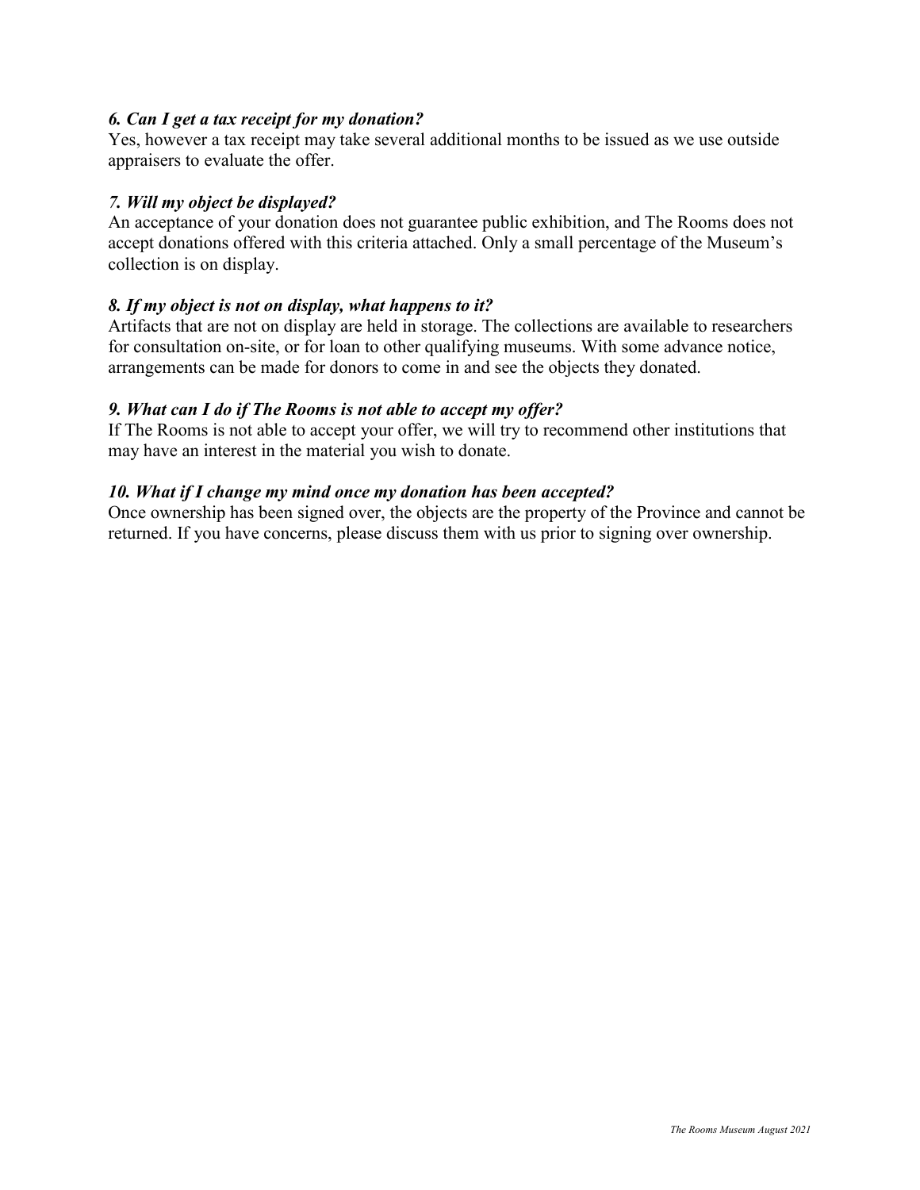***6. Can I get a tax receipt for my donation?***

Yes, however a tax receipt may take several additional months to be issued as we use outside appraisers to evaluate the offer.

***7. Will my object be displayed?***

An acceptance of your donation does not guarantee public exhibition, and The Rooms does not accept donations offered with this criteria attached. Only a small percentage of the Museum's collection is on display.

***8. If my object is not on display, what happens to it?***

Artifacts that are not on display are held in storage. The collections are available to researchers for consultation on-site, or for loan to other qualifying museums. With some advance notice, arrangements can be made for donors to come in and see the objects they donated.

***9. What can I do if The Rooms is not able to accept my offer?***

If The Rooms is not able to accept your offer, we will try to recommend other institutions that may have an interest in the material you wish to donate.

***10. What if I change my mind once my donation has been accepted?***

Once ownership has been signed over, the objects are the property of the Province and cannot be returned. If you have concerns, please discuss them with us prior to signing over ownership.

*The Rooms Museum August 2021*